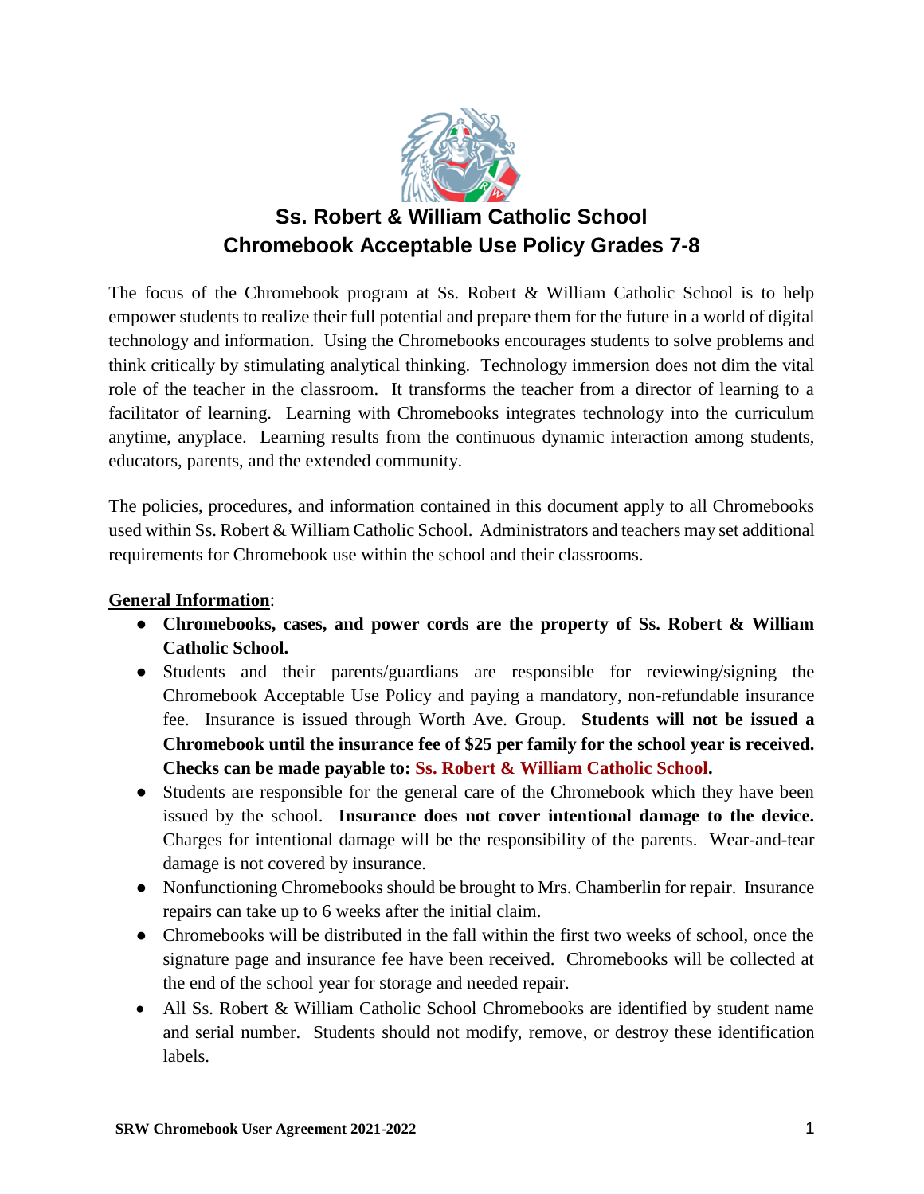# Ss. Robert & William Catholic School
## Chromebook Acceptable Use Policy Grades 7-8

The focus of the Chromebook program at Ss. Robert & William Catholic School is to help empower students to realize their full potential and prepare them for the future in a world of digital technology and information. Using the Chromebooks encourages students to solve problems and think critically by stimulating analytical thinking. Technology immersion does not dim the vital role of the teacher in the classroom. It transforms the teacher from a director of learning to a facilitator of learning. Learning with Chromebooks integrates technology into the curriculum anytime, anyplace. Learning results from the continuous dynamic interaction among students, educators, parents, and the extended community.

The policies, procedures, and information contained in this document apply to all Chromebooks used within Ss. Robert & William Catholic School. Administrators and teachers may set additional requirements for Chromebook use within the school and their classrooms.

**General Information**:

- **Chromebooks, cases, and power cords are the property of Ss. Robert & William Catholic School.**
- Students and their parents/guardians are responsible for reviewing/signing the Chromebook Acceptable Use Policy and paying a mandatory, non-refundable insurance fee. Insurance is issued through Worth Ave. Group. **Students will not be issued a Chromebook until the insurance fee of $25 per family for the school year is received. Checks can be made payable to: Ss. Robert & William Catholic School.**
- Students are responsible for the general care of the Chromebook which they have been issued by the school. **Insurance does not cover intentional damage to the device.** Charges for intentional damage will be the responsibility of the parents. Wear-and-tear damage is not covered by insurance.
- Nonfunctioning Chromebooks should be brought to Mrs. Chamberlin for repair. Insurance repairs can take up to 6 weeks after the initial claim.
- Chromebooks will be distributed in the fall within the first two weeks of school, once the signature page and insurance fee have been received. Chromebooks will be collected at the end of the school year for storage and needed repair.
- All Ss. Robert & William Catholic School Chromebooks are identified by student name and serial number. Students should not modify, remove, or destroy these identification labels.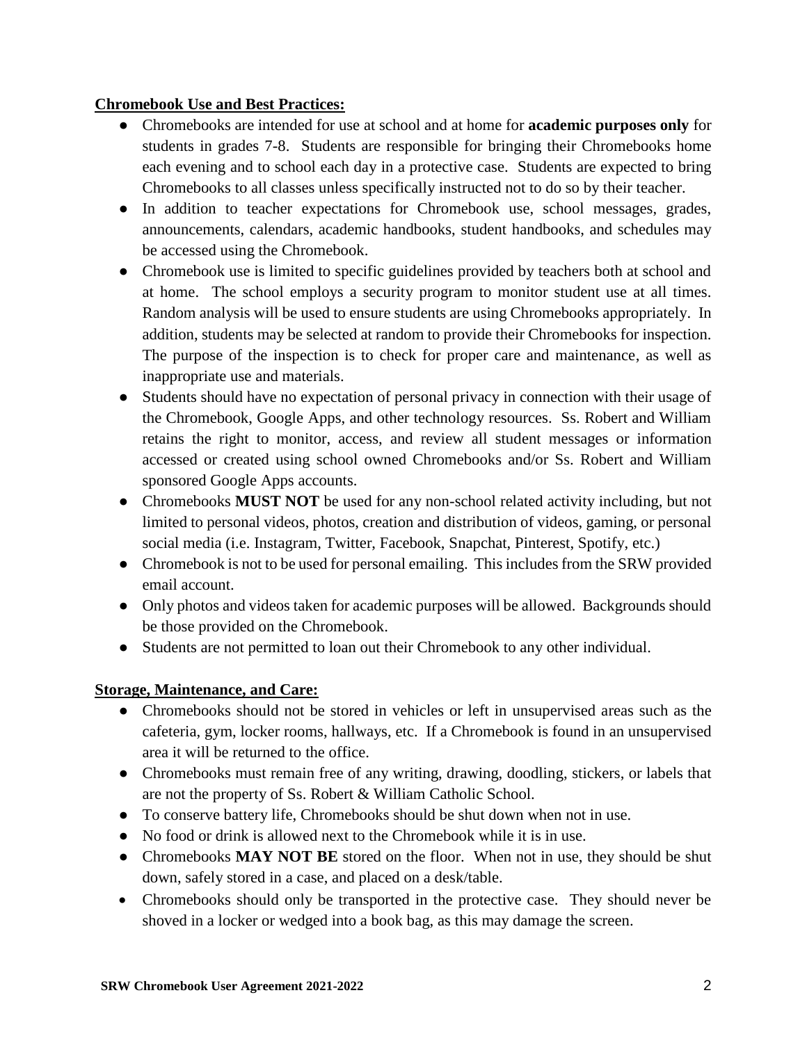**Chromebook Use and Best Practices:**

- Chromebooks are intended for use at school and at home for **academic purposes only** for students in grades 7-8. Students are responsible for bringing their Chromebooks home each evening and to school each day in a protective case. Students are expected to bring Chromebooks to all classes unless specifically instructed not to do so by their teacher.
- In addition to teacher expectations for Chromebook use, school messages, grades, announcements, calendars, academic handbooks, student handbooks, and schedules may be accessed using the Chromebook.
- Chromebook use is limited to specific guidelines provided by teachers both at school and at home. The school employs a security program to monitor student use at all times. Random analysis will be used to ensure students are using Chromebooks appropriately. In addition, students may be selected at random to provide their Chromebooks for inspection. The purpose of the inspection is to check for proper care and maintenance, as well as inappropriate use and materials.
- Students should have no expectation of personal privacy in connection with their usage of the Chromebook, Google Apps, and other technology resources. Ss. Robert and William retains the right to monitor, access, and review all student messages or information accessed or created using school owned Chromebooks and/or Ss. Robert and William sponsored Google Apps accounts.
- Chromebooks **MUST NOT** be used for any non-school related activity including, but not limited to personal videos, photos, creation and distribution of videos, gaming, or personal social media (i.e. Instagram, Twitter, Facebook, Snapchat, Pinterest, Spotify, etc.)
- Chromebook is not to be used for personal emailing. This includes from the SRW provided email account.
- Only photos and videos taken for academic purposes will be allowed. Backgrounds should be those provided on the Chromebook.
- Students are not permitted to loan out their Chromebook to any other individual.

**Storage, Maintenance, and Care:**

- Chromebooks should not be stored in vehicles or left in unsupervised areas such as the cafeteria, gym, locker rooms, hallways, etc. If a Chromebook is found in an unsupervised area it will be returned to the office.
- Chromebooks must remain free of any writing, drawing, doodling, stickers, or labels that are not the property of Ss. Robert & William Catholic School.
- To conserve battery life, Chromebooks should be shut down when not in use.
- No food or drink is allowed next to the Chromebook while it is in use.
- Chromebooks **MAY NOT BE** stored on the floor. When not in use, they should be shut down, safely stored in a case, and placed on a desk/table.
- Chromebooks should only be transported in the protective case. They should never be shoved in a locker or wedged into a book bag, as this may damage the screen.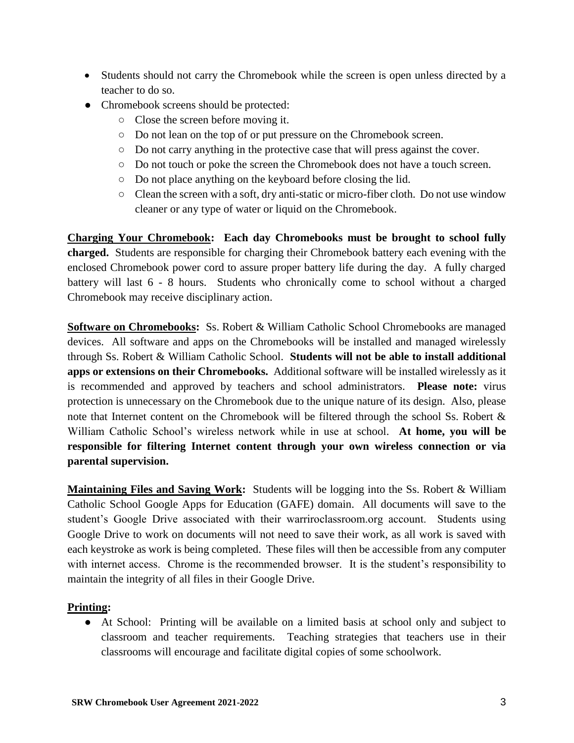- Students should not carry the Chromebook while the screen is open unless directed by a teacher to do so.
- Chromebook screens should be protected:
    - Close the screen before moving it.
    - Do not lean on the top of or put pressure on the Chromebook screen.
    - Do not carry anything in the protective case that will press against the cover.
    - Do not touch or poke the screen the Chromebook does not have a touch screen.
    - Do not place anything on the keyboard before closing the lid.
    - Clean the screen with a soft, dry anti-static or micro-fiber cloth. Do not use window cleaner or any type of water or liquid on the Chromebook.

**<u>Charging Your Chromebook</u>: Each day Chromebooks must be brought to school fully charged.** Students are responsible for charging their Chromebook battery each evening with the enclosed Chromebook power cord to assure proper battery life during the day. A fully charged battery will last 6 - 8 hours. Students who chronically come to school without a charged Chromebook may receive disciplinary action.

**<u>Software on Chromebooks</u>:** Ss. Robert & William Catholic School Chromebooks are managed devices. All software and apps on the Chromebooks will be installed and managed wirelessly through Ss. Robert & William Catholic School. **Students will not be able to install additional apps or extensions on their Chromebooks.** Additional software will be installed wirelessly as it is recommended and approved by teachers and school administrators. **Please note:** virus protection is unnecessary on the Chromebook due to the unique nature of its design. Also, please note that Internet content on the Chromebook will be filtered through the school Ss. Robert & William Catholic School's wireless network while in use at school. **At home, you will be responsible for filtering Internet content through your own wireless connection or via parental supervision.**

**<u>Maintaining Files and Saving Work</u>:** Students will be logging into the Ss. Robert & William Catholic School Google Apps for Education (GAFE) domain. All documents will save to the student's Google Drive associated with their warriroclassroom.org account. Students using Google Drive to work on documents will not need to save their work, as all work is saved with each keystroke as work is being completed. These files will then be accessible from any computer with internet access. Chrome is the recommended browser. It is the student's responsibility to maintain the integrity of all files in their Google Drive.

**<u>Printing</u>:**

- At School: Printing will be available on a limited basis at school only and subject to classroom and teacher requirements. Teaching strategies that teachers use in their classrooms will encourage and facilitate digital copies of some schoolwork.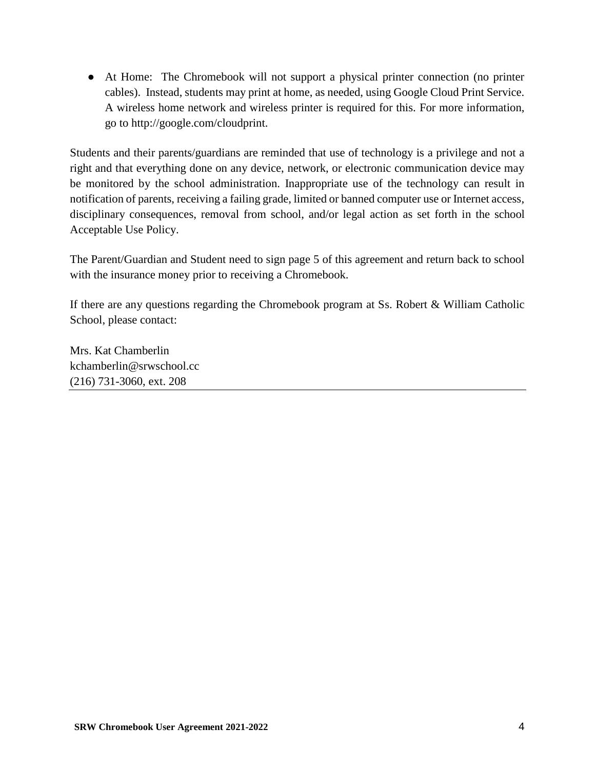- At Home: The Chromebook will not support a physical printer connection (no printer cables). Instead, students may print at home, as needed, using Google Cloud Print Service. A wireless home network and wireless printer is required for this. For more information, go to http://google.com/cloudprint.

Students and their parents/guardians are reminded that use of technology is a privilege and not a right and that everything done on any device, network, or electronic communication device may be monitored by the school administration. Inappropriate use of the technology can result in notification of parents, receiving a failing grade, limited or banned computer use or Internet access, disciplinary consequences, removal from school, and/or legal action as set forth in the school Acceptable Use Policy.

The Parent/Guardian and Student need to sign page 5 of this agreement and return back to school with the insurance money prior to receiving a Chromebook.

If there are any questions regarding the Chromebook program at Ss. Robert & William Catholic School, please contact:

Mrs. Kat Chamberlin  
kchamberlin@srwschool.cc  
(216) 731-3060, ext. 208

---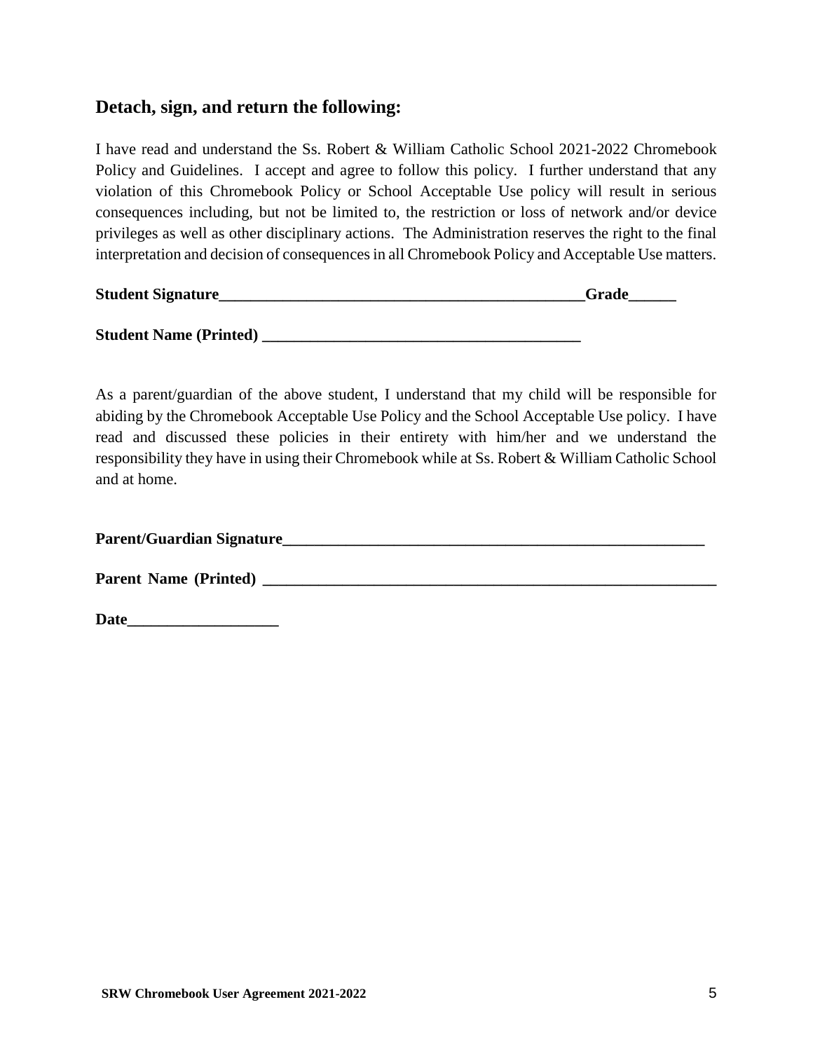## Detach, sign, and return the following:

I have read and understand the Ss. Robert & William Catholic School 2021-2022 Chromebook Policy and Guidelines. I accept and agree to follow this policy. I further understand that any violation of this Chromebook Policy or School Acceptable Use policy will result in serious consequences including, but not be limited to, the restriction or loss of network and/or device privileges as well as other disciplinary actions. The Administration reserves the right to the final interpretation and decision of consequences in all Chromebook Policy and Acceptable Use matters.

**Student Signature_______________________________________________Grade______**

**Student Name (Printed) ________________________________________**

As a parent/guardian of the above student, I understand that my child will be responsible for abiding by the Chromebook Acceptable Use Policy and the School Acceptable Use policy. I have read and discussed these policies in their entirety with him/her and we understand the responsibility they have in using their Chromebook while at Ss. Robert & William Catholic School and at home.

**Parent/Guardian Signature_____________________________________________________**

**Parent Name (Printed) __________________________________________________________**

**Date___________________**

**SRW Chromebook User Agreement 2021-2022**